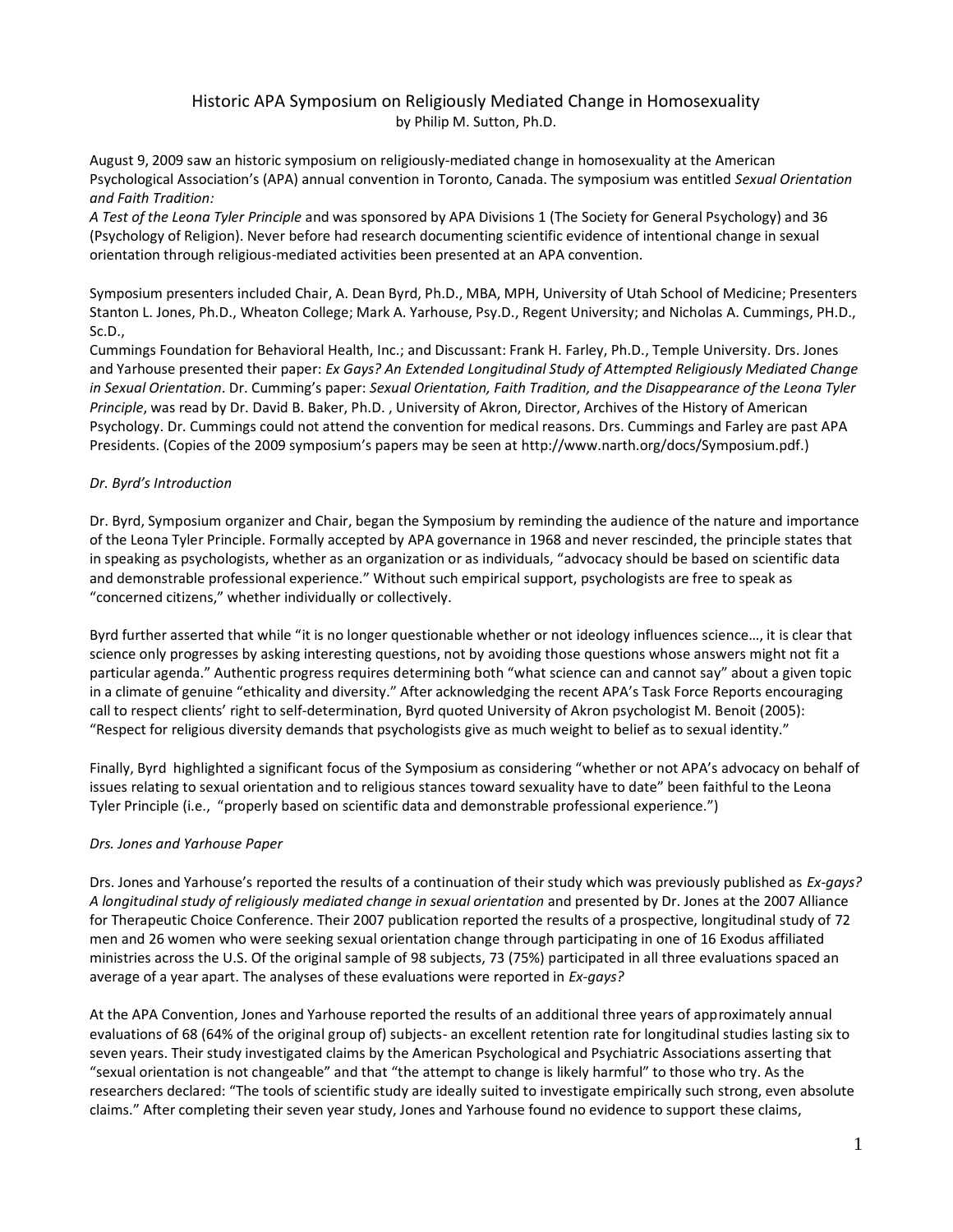# Historic APA Symposium on Religiously Mediated Change in Homosexuality

by Philip M. Sutton, Ph.D.

August 9, 2009 saw an historic symposium on religiously-mediated change in homosexuality at the American Psychological Association's (APA) annual convention in Toronto, Canada. The symposium was entitled *Sexual Orientation and Faith Tradition: A Test of the Leona Tyler Principle* and was sponsored by APA Divisions 1 (The Society for General Psychology) and 36 (Psychology of Religion). Never before had research documenting scientific evidence of intentional change in sexual orientation through religious-mediated activities been presented at an APA convention.

Symposium presenters included Chair, A. Dean Byrd, Ph.D., MBA, MPH, University of Utah School of Medicine; Presenters Stanton L. Jones, Ph.D., Wheaton College; Mark A. Yarhouse, Psy.D., Regent University; and Nicholas A. Cummings, PH.D., Sc.D., Cummings Foundation for Behavioral Health, Inc.; and Discussant: Frank H. Farley, Ph.D., Temple University. Drs. Jones and Yarhouse presented their paper: *Ex Gays? An Extended Longitudinal Study of Attempted Religiously Mediated Change in Sexual Orientation*. Dr. Cumming's paper: *Sexual Orientation, Faith Tradition, and the Disappearance of the Leona Tyler Principle*, was read by Dr. David B. Baker, Ph.D. , University of Akron, Director, Archives of the History of American Psychology. Dr. Cummings could not attend the convention for medical reasons. Drs. Cummings and Farley are past APA Presidents. (Copies of the 2009 symposium's papers may be seen at http://www.narth.org/docs/Symposium.pdf.)

*Dr. Byrd's Introduction*

Dr. Byrd, Symposium organizer and Chair, began the Symposium by reminding the audience of the nature and importance of the Leona Tyler Principle. Formally accepted by APA governance in 1968 and never rescinded, the principle states that in speaking as psychologists, whether as an organization or as individuals, "advocacy should be based on scientific data and demonstrable professional experience." Without such empirical support, psychologists are free to speak as "concerned citizens," whether individually or collectively.

Byrd further asserted that while "it is no longer questionable whether or not ideology influences science…, it is clear that science only progresses by asking interesting questions, not by avoiding those questions whose answers might not fit a particular agenda." Authentic progress requires determining both "what science can and cannot say" about a given topic in a climate of genuine "ethicality and diversity." After acknowledging the recent APA's Task Force Reports encouraging call to respect clients' right to self-determination, Byrd quoted University of Akron psychologist M. Benoit (2005): "Respect for religious diversity demands that psychologists give as much weight to belief as to sexual identity."

Finally, Byrd highlighted a significant focus of the Symposium as considering "whether or not APA's advocacy on behalf of issues relating to sexual orientation and to religious stances toward sexuality have to date" been faithful to the Leona Tyler Principle (i.e., "properly based on scientific data and demonstrable professional experience.")

*Drs. Jones and Yarhouse Paper*

Drs. Jones and Yarhouse's reported the results of a continuation of their study which was previously published as *Ex-gays? A longitudinal study of religiously mediated change in sexual orientation* and presented by Dr. Jones at the 2007 Alliance for Therapeutic Choice Conference. Their 2007 publication reported the results of a prospective, longitudinal study of 72 men and 26 women who were seeking sexual orientation change through participating in one of 16 Exodus affiliated ministries across the U.S. Of the original sample of 98 subjects, 73 (75%) participated in all three evaluations spaced an average of a year apart. The analyses of these evaluations were reported in *Ex-gays?*

At the APA Convention, Jones and Yarhouse reported the results of an additional three years of approximately annual evaluations of 68 (64% of the original group of) subjects- an excellent retention rate for longitudinal studies lasting six to seven years. Their study investigated claims by the American Psychological and Psychiatric Associations asserting that "sexual orientation is not changeable" and that "the attempt to change is likely harmful" to those who try. As the researchers declared: "The tools of scientific study are ideally suited to investigate empirically such strong, even absolute claims." After completing their seven year study, Jones and Yarhouse found no evidence to support these claims,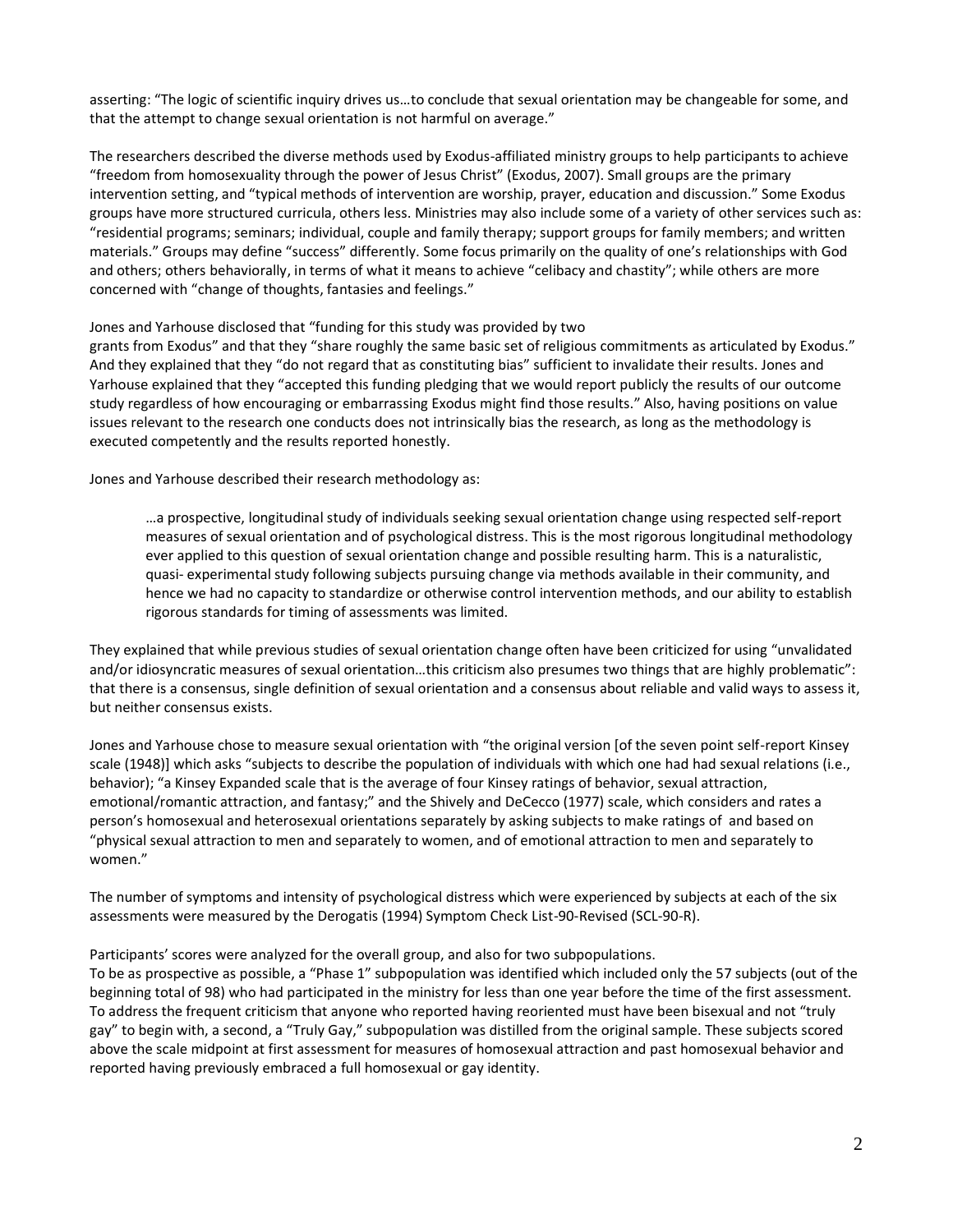asserting: "The logic of scientific inquiry drives us…to conclude that sexual orientation may be changeable for some, and that the attempt to change sexual orientation is not harmful on average."

The researchers described the diverse methods used by Exodus-affiliated ministry groups to help participants to achieve "freedom from homosexuality through the power of Jesus Christ" (Exodus, 2007). Small groups are the primary intervention setting, and "typical methods of intervention are worship, prayer, education and discussion." Some Exodus groups have more structured curricula, others less. Ministries may also include some of a variety of other services such as: "residential programs; seminars; individual, couple and family therapy; support groups for family members; and written materials." Groups may define "success" differently. Some focus primarily on the quality of one's relationships with God and others; others behaviorally, in terms of what it means to achieve "celibacy and chastity"; while others are more concerned with "change of thoughts, fantasies and feelings."

Jones and Yarhouse disclosed that "funding for this study was provided by two grants from Exodus" and that they "share roughly the same basic set of religious commitments as articulated by Exodus." And they explained that they "do not regard that as constituting bias" sufficient to invalidate their results. Jones and Yarhouse explained that they "accepted this funding pledging that we would report publicly the results of our outcome study regardless of how encouraging or embarrassing Exodus might find those results." Also, having positions on value issues relevant to the research one conducts does not intrinsically bias the research, as long as the methodology is executed competently and the results reported honestly.

Jones and Yarhouse described their research methodology as:

> …a prospective, longitudinal study of individuals seeking sexual orientation change using respected self-report measures of sexual orientation and of psychological distress. This is the most rigorous longitudinal methodology ever applied to this question of sexual orientation change and possible resulting harm. This is a naturalistic, quasi- experimental study following subjects pursuing change via methods available in their community, and hence we had no capacity to standardize or otherwise control intervention methods, and our ability to establish rigorous standards for timing of assessments was limited.

They explained that while previous studies of sexual orientation change often have been criticized for using "unvalidated and/or idiosyncratic measures of sexual orientation…this criticism also presumes two things that are highly problematic": that there is a consensus, single definition of sexual orientation and a consensus about reliable and valid ways to assess it, but neither consensus exists.

Jones and Yarhouse chose to measure sexual orientation with "the original version [of the seven point self-report Kinsey scale (1948)] which asks "subjects to describe the population of individuals with which one had had sexual relations (i.e., behavior); "a Kinsey Expanded scale that is the average of four Kinsey ratings of behavior, sexual attraction, emotional/romantic attraction, and fantasy;" and the Shively and DeCecco (1977) scale, which considers and rates a person's homosexual and heterosexual orientations separately by asking subjects to make ratings of and based on "physical sexual attraction to men and separately to women, and of emotional attraction to men and separately to women."

The number of symptoms and intensity of psychological distress which were experienced by subjects at each of the six assessments were measured by the Derogatis (1994) Symptom Check List-90-Revised (SCL-90-R).

Participants' scores were analyzed for the overall group, and also for two subpopulations.
To be as prospective as possible, a "Phase 1" subpopulation was identified which included only the 57 subjects (out of the beginning total of 98) who had participated in the ministry for less than one year before the time of the first assessment. To address the frequent criticism that anyone who reported having reoriented must have been bisexual and not "truly gay" to begin with, a second, a "Truly Gay," subpopulation was distilled from the original sample. These subjects scored above the scale midpoint at first assessment for measures of homosexual attraction and past homosexual behavior and reported having previously embraced a full homosexual or gay identity.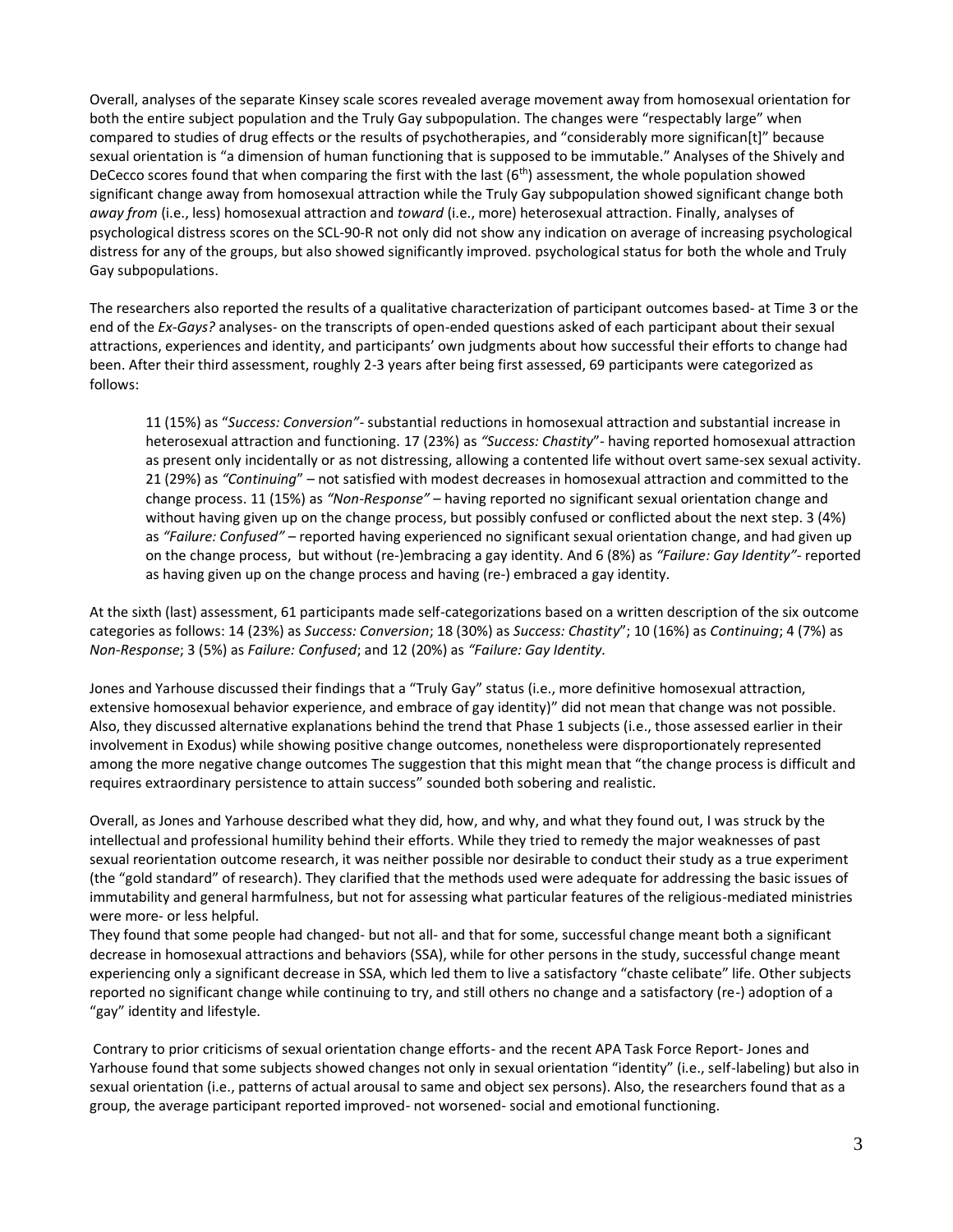Overall, analyses of the separate Kinsey scale scores revealed average movement away from homosexual orientation for both the entire subject population and the Truly Gay subpopulation. The changes were "respectably large" when compared to studies of drug effects or the results of psychotherapies, and "considerably more significan[t]" because sexual orientation is "a dimension of human functioning that is supposed to be immutable." Analyses of the Shively and DeCecco scores found that when comparing the first with the last (6th) assessment, the whole population showed significant change away from homosexual attraction while the Truly Gay subpopulation showed significant change both *away from* (i.e., less) homosexual attraction and *toward* (i.e., more) heterosexual attraction. Finally, analyses of psychological distress scores on the SCL-90-R not only did not show any indication on average of increasing psychological distress for any of the groups, but also showed significantly improved. psychological status for both the whole and Truly Gay subpopulations.

The researchers also reported the results of a qualitative characterization of participant outcomes based- at Time 3 or the end of the *Ex-Gays?* analyses- on the transcripts of open-ended questions asked of each participant about their sexual attractions, experiences and identity, and participants' own judgments about how successful their efforts to change had been. After their third assessment, roughly 2-3 years after being first assessed, 69 participants were categorized as follows:

> 11 (15%) as "*Success: Conversion"*- substantial reductions in homosexual attraction and substantial increase in heterosexual attraction and functioning. 17 (23%) as *"Success: Chastity*"- having reported homosexual attraction as present only incidentally or as not distressing, allowing a contented life without overt same-sex sexual activity. 21 (29%) as *"Continuing*" – not satisfied with modest decreases in homosexual attraction and committed to the change process. 11 (15%) as *"Non-Response"* – having reported no significant sexual orientation change and without having given up on the change process, but possibly confused or conflicted about the next step. 3 (4%) as *"Failure: Confused"* – reported having experienced no significant sexual orientation change, and had given up on the change process, but without (re-)embracing a gay identity. And 6 (8%) as *"Failure: Gay Identity"*- reported as having given up on the change process and having (re-) embraced a gay identity.

At the sixth (last) assessment, 61 participants made self-categorizations based on a written description of the six outcome categories as follows: 14 (23%) as *Success: Conversion*; 18 (30%) as *Success: Chastity*"; 10 (16%) as *Continuing*; 4 (7%) as *Non-Response*; 3 (5%) as *Failure: Confused*; and 12 (20%) as *"Failure: Gay Identity.*

Jones and Yarhouse discussed their findings that a "Truly Gay" status (i.e., more definitive homosexual attraction, extensive homosexual behavior experience, and embrace of gay identity)" did not mean that change was not possible. Also, they discussed alternative explanations behind the trend that Phase 1 subjects (i.e., those assessed earlier in their involvement in Exodus) while showing positive change outcomes, nonetheless were disproportionately represented among the more negative change outcomes The suggestion that this might mean that "the change process is difficult and requires extraordinary persistence to attain success" sounded both sobering and realistic.

Overall, as Jones and Yarhouse described what they did, how, and why, and what they found out, I was struck by the intellectual and professional humility behind their efforts. While they tried to remedy the major weaknesses of past sexual reorientation outcome research, it was neither possible nor desirable to conduct their study as a true experiment (the "gold standard" of research). They clarified that the methods used were adequate for addressing the basic issues of immutability and general harmfulness, but not for assessing what particular features of the religious-mediated ministries were more- or less helpful.

They found that some people had changed- but not all- and that for some, successful change meant both a significant decrease in homosexual attractions and behaviors (SSA), while for other persons in the study, successful change meant experiencing only a significant decrease in SSA, which led them to live a satisfactory "chaste celibate" life. Other subjects reported no significant change while continuing to try, and still others no change and a satisfactory (re-) adoption of a "gay" identity and lifestyle.

Contrary to prior criticisms of sexual orientation change efforts- and the recent APA Task Force Report- Jones and Yarhouse found that some subjects showed changes not only in sexual orientation "identity" (i.e., self-labeling) but also in sexual orientation (i.e., patterns of actual arousal to same and object sex persons). Also, the researchers found that as a group, the average participant reported improved- not worsened- social and emotional functioning.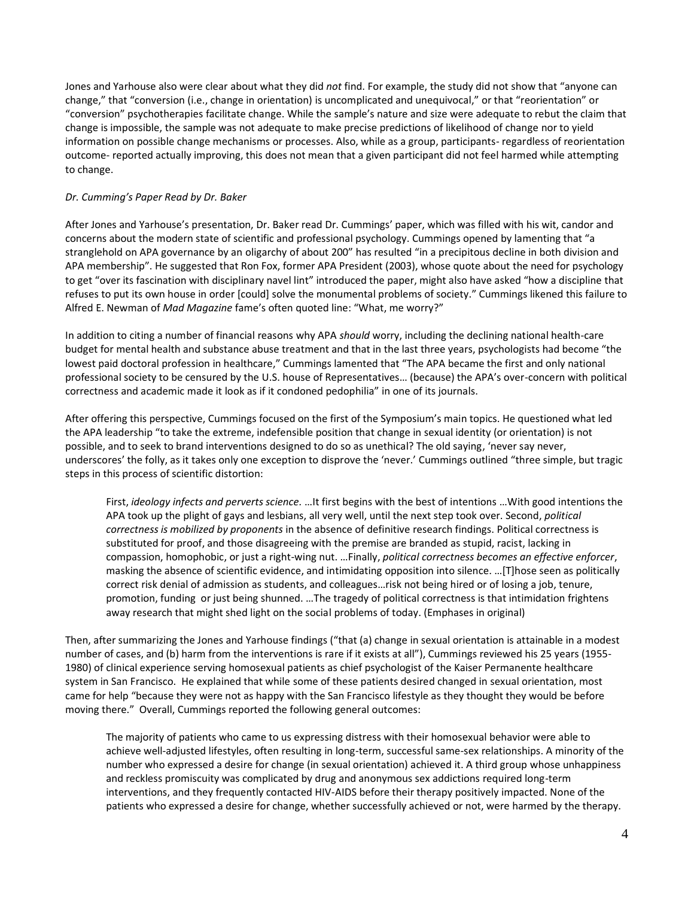Jones and Yarhouse also were clear about what they did *not* find. For example, the study did not show that "anyone can change," that "conversion (i.e., change in orientation) is uncomplicated and unequivocal," or that "reorientation" or "conversion" psychotherapies facilitate change. While the sample's nature and size were adequate to rebut the claim that change is impossible, the sample was not adequate to make precise predictions of likelihood of change nor to yield information on possible change mechanisms or processes. Also, while as a group, participants- regardless of reorientation outcome- reported actually improving, this does not mean that a given participant did not feel harmed while attempting to change.

*Dr. Cumming's Paper Read by Dr. Baker*

After Jones and Yarhouse's presentation, Dr. Baker read Dr. Cummings' paper, which was filled with his wit, candor and concerns about the modern state of scientific and professional psychology. Cummings opened by lamenting that "a stranglehold on APA governance by an oligarchy of about 200" has resulted "in a precipitous decline in both division and APA membership". He suggested that Ron Fox, former APA President (2003), whose quote about the need for psychology to get "over its fascination with disciplinary navel lint" introduced the paper, might also have asked "how a discipline that refuses to put its own house in order [could] solve the monumental problems of society." Cummings likened this failure to Alfred E. Newman of *Mad Magazine* fame's often quoted line: "What, me worry?"

In addition to citing a number of financial reasons why APA *should* worry, including the declining national health-care budget for mental health and substance abuse treatment and that in the last three years, psychologists had become "the lowest paid doctoral profession in healthcare," Cummings lamented that "The APA became the first and only national professional society to be censured by the U.S. house of Representatives… (because) the APA's over-concern with political correctness and academic made it look as if it condoned pedophilia" in one of its journals.

After offering this perspective, Cummings focused on the first of the Symposium's main topics. He questioned what led the APA leadership "to take the extreme, indefensible position that change in sexual identity (or orientation) is not possible, and to seek to brand interventions designed to do so as unethical? The old saying, 'never say never, underscores' the folly, as it takes only one exception to disprove the 'never.' Cummings outlined "three simple, but tragic steps in this process of scientific distortion:

> First, *ideology infects and perverts science*. …It first begins with the best of intentions …With good intentions the APA took up the plight of gays and lesbians, all very well, until the next step took over. Second, *political correctness is mobilized by proponents* in the absence of definitive research findings. Political correctness is substituted for proof, and those disagreeing with the premise are branded as stupid, racist, lacking in compassion, homophobic, or just a right-wing nut. …Finally, *political correctness becomes an effective enforcer*, masking the absence of scientific evidence, and intimidating opposition into silence. …[T]hose seen as politically correct risk denial of admission as students, and colleagues…risk not being hired or of losing a job, tenure, promotion, funding or just being shunned. …The tragedy of political correctness is that intimidation frightens away research that might shed light on the social problems of today. (Emphases in original)

Then, after summarizing the Jones and Yarhouse findings ("that (a) change in sexual orientation is attainable in a modest number of cases, and (b) harm from the interventions is rare if it exists at all"), Cummings reviewed his 25 years (1955-1980) of clinical experience serving homosexual patients as chief psychologist of the Kaiser Permanente healthcare system in San Francisco. He explained that while some of these patients desired changed in sexual orientation, most came for help "because they were not as happy with the San Francisco lifestyle as they thought they would be before moving there." Overall, Cummings reported the following general outcomes:

> The majority of patients who came to us expressing distress with their homosexual behavior were able to achieve well-adjusted lifestyles, often resulting in long-term, successful same-sex relationships. A minority of the number who expressed a desire for change (in sexual orientation) achieved it. A third group whose unhappiness and reckless promiscuity was complicated by drug and anonymous sex addictions required long-term interventions, and they frequently contacted HIV-AIDS before their therapy positively impacted. None of the patients who expressed a desire for change, whether successfully achieved or not, were harmed by the therapy.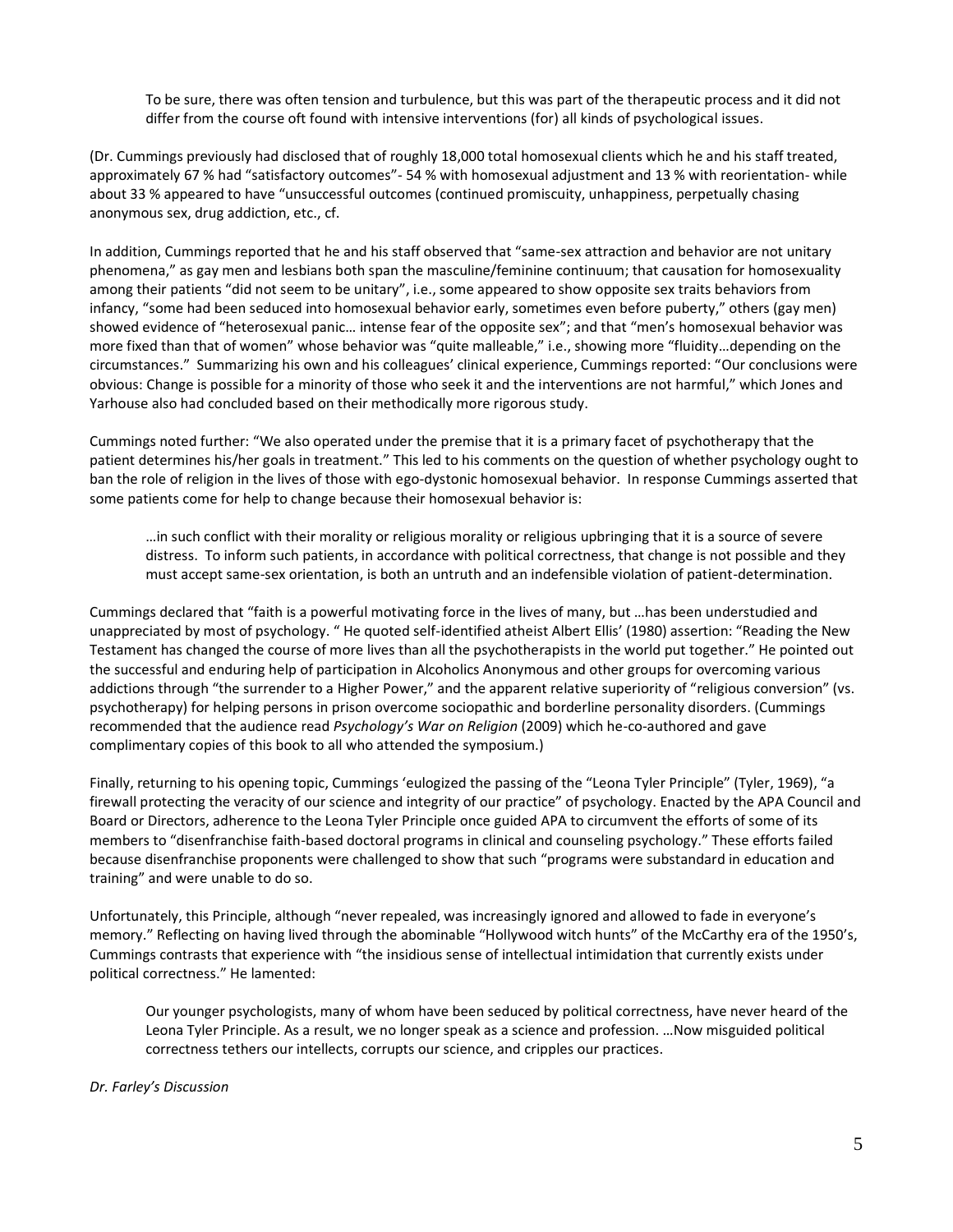> To be sure, there was often tension and turbulence, but this was part of the therapeutic process and it did not differ from the course oft found with intensive interventions (for) all kinds of psychological issues.

(Dr. Cummings previously had disclosed that of roughly 18,000 total homosexual clients which he and his staff treated, approximately 67 % had "satisfactory outcomes"- 54 % with homosexual adjustment and 13 % with reorientation- while about 33 % appeared to have "unsuccessful outcomes (continued promiscuity, unhappiness, perpetually chasing anonymous sex, drug addiction, etc., cf.

In addition, Cummings reported that he and his staff observed that "same-sex attraction and behavior are not unitary phenomena," as gay men and lesbians both span the masculine/feminine continuum; that causation for homosexuality among their patients "did not seem to be unitary", i.e., some appeared to show opposite sex traits behaviors from infancy, "some had been seduced into homosexual behavior early, sometimes even before puberty," others (gay men) showed evidence of "heterosexual panic… intense fear of the opposite sex"; and that "men's homosexual behavior was more fixed than that of women" whose behavior was "quite malleable," i.e., showing more "fluidity…depending on the circumstances." Summarizing his own and his colleagues' clinical experience, Cummings reported: "Our conclusions were obvious: Change is possible for a minority of those who seek it and the interventions are not harmful," which Jones and Yarhouse also had concluded based on their methodically more rigorous study.

Cummings noted further: "We also operated under the premise that it is a primary facet of psychotherapy that the patient determines his/her goals in treatment." This led to his comments on the question of whether psychology ought to ban the role of religion in the lives of those with ego-dystonic homosexual behavior. In response Cummings asserted that some patients come for help to change because their homosexual behavior is:

> …in such conflict with their morality or religious morality or religious upbringing that it is a source of severe distress. To inform such patients, in accordance with political correctness, that change is not possible and they must accept same-sex orientation, is both an untruth and an indefensible violation of patient-determination.

Cummings declared that "faith is a powerful motivating force in the lives of many, but …has been understudied and unappreciated by most of psychology. " He quoted self-identified atheist Albert Ellis' (1980) assertion: "Reading the New Testament has changed the course of more lives than all the psychotherapists in the world put together." He pointed out the successful and enduring help of participation in Alcoholics Anonymous and other groups for overcoming various addictions through "the surrender to a Higher Power," and the apparent relative superiority of "religious conversion" (vs. psychotherapy) for helping persons in prison overcome sociopathic and borderline personality disorders. (Cummings recommended that the audience read *Psychology's War on Religion* (2009) which he-co-authored and gave complimentary copies of this book to all who attended the symposium.)

Finally, returning to his opening topic, Cummings 'eulogized the passing of the "Leona Tyler Principle" (Tyler, 1969), "a firewall protecting the veracity of our science and integrity of our practice" of psychology. Enacted by the APA Council and Board or Directors, adherence to the Leona Tyler Principle once guided APA to circumvent the efforts of some of its members to "disenfranchise faith-based doctoral programs in clinical and counseling psychology." These efforts failed because disenfranchise proponents were challenged to show that such "programs were substandard in education and training" and were unable to do so.

Unfortunately, this Principle, although "never repealed, was increasingly ignored and allowed to fade in everyone's memory." Reflecting on having lived through the abominable "Hollywood witch hunts" of the McCarthy era of the 1950's, Cummings contrasts that experience with "the insidious sense of intellectual intimidation that currently exists under political correctness." He lamented:

> Our younger psychologists, many of whom have been seduced by political correctness, have never heard of the Leona Tyler Principle. As a result, we no longer speak as a science and profession. …Now misguided political correctness tethers our intellects, corrupts our science, and cripples our practices.

*Dr. Farley's Discussion*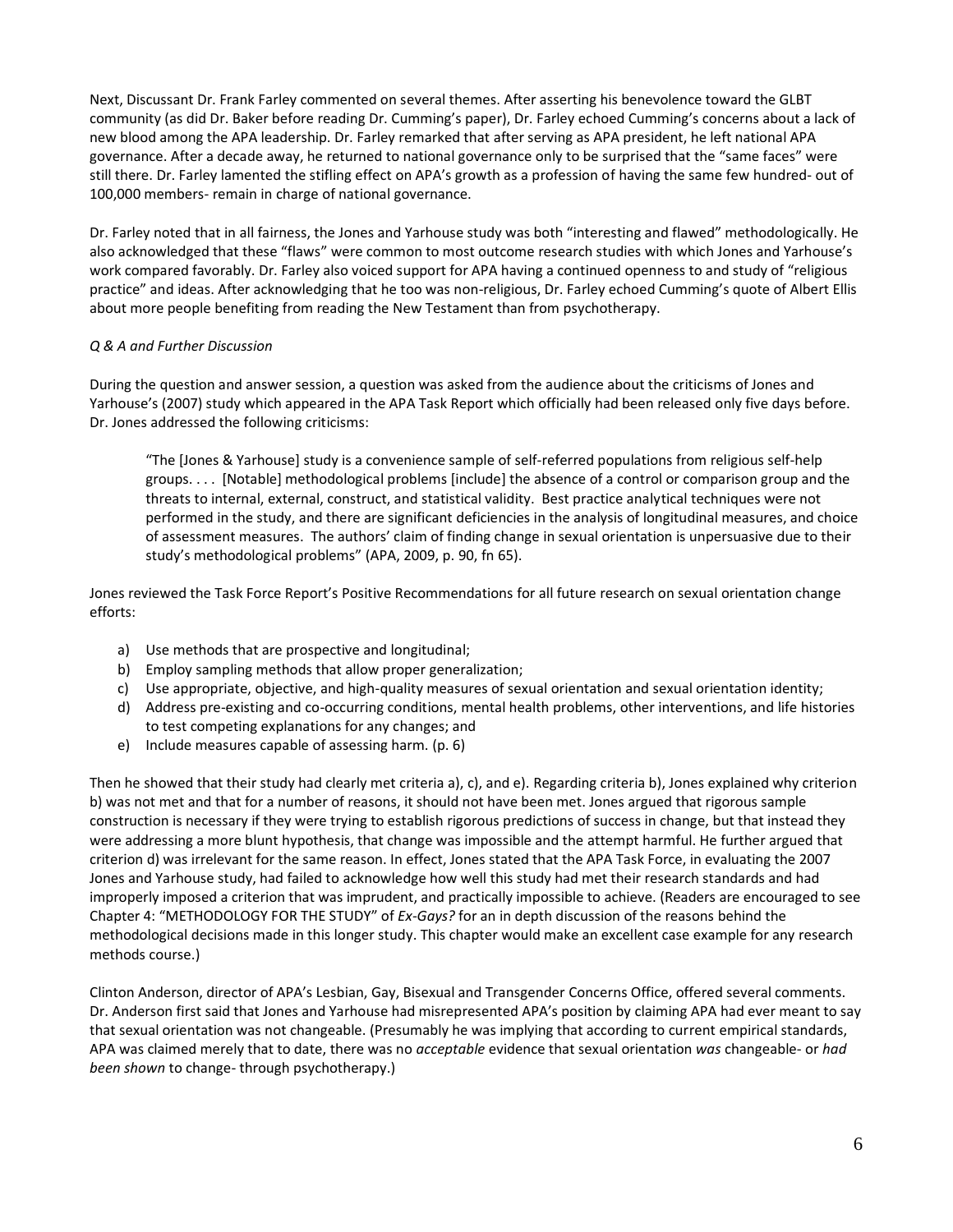Next, Discussant Dr. Frank Farley commented on several themes. After asserting his benevolence toward the GLBT community (as did Dr. Baker before reading Dr. Cumming's paper), Dr. Farley echoed Cumming's concerns about a lack of new blood among the APA leadership. Dr. Farley remarked that after serving as APA president, he left national APA governance. After a decade away, he returned to national governance only to be surprised that the "same faces" were still there. Dr. Farley lamented the stifling effect on APA's growth as a profession of having the same few hundred- out of 100,000 members- remain in charge of national governance.

Dr. Farley noted that in all fairness, the Jones and Yarhouse study was both "interesting and flawed" methodologically. He also acknowledged that these "flaws" were common to most outcome research studies with which Jones and Yarhouse's work compared favorably. Dr. Farley also voiced support for APA having a continued openness to and study of "religious practice" and ideas. After acknowledging that he too was non-religious, Dr. Farley echoed Cumming's quote of Albert Ellis about more people benefiting from reading the New Testament than from psychotherapy.

*Q & A and Further Discussion*

During the question and answer session, a question was asked from the audience about the criticisms of Jones and Yarhouse's (2007) study which appeared in the APA Task Report which officially had been released only five days before. Dr. Jones addressed the following criticisms:

> "The [Jones & Yarhouse] study is a convenience sample of self-referred populations from religious self-help groups. . . . [Notable] methodological problems [include] the absence of a control or comparison group and the threats to internal, external, construct, and statistical validity. Best practice analytical techniques were not performed in the study, and there are significant deficiencies in the analysis of longitudinal measures, and choice of assessment measures. The authors' claim of finding change in sexual orientation is unpersuasive due to their study's methodological problems" (APA, 2009, p. 90, fn 65).

Jones reviewed the Task Force Report's Positive Recommendations for all future research on sexual orientation change efforts:

a) Use methods that are prospective and longitudinal;
b) Employ sampling methods that allow proper generalization;
c) Use appropriate, objective, and high-quality measures of sexual orientation and sexual orientation identity;
d) Address pre-existing and co-occurring conditions, mental health problems, other interventions, and life histories to test competing explanations for any changes; and
e) Include measures capable of assessing harm. (p. 6)

Then he showed that their study had clearly met criteria a), c), and e). Regarding criteria b), Jones explained why criterion b) was not met and that for a number of reasons, it should not have been met. Jones argued that rigorous sample construction is necessary if they were trying to establish rigorous predictions of success in change, but that instead they were addressing a more blunt hypothesis, that change was impossible and the attempt harmful. He further argued that criterion d) was irrelevant for the same reason. In effect, Jones stated that the APA Task Force, in evaluating the 2007 Jones and Yarhouse study, had failed to acknowledge how well this study had met their research standards and had improperly imposed a criterion that was imprudent, and practically impossible to achieve. (Readers are encouraged to see Chapter 4: "METHODOLOGY FOR THE STUDY" of *Ex-Gays?* for an in depth discussion of the reasons behind the methodological decisions made in this longer study. This chapter would make an excellent case example for any research methods course.)

Clinton Anderson, director of APA's Lesbian, Gay, Bisexual and Transgender Concerns Office, offered several comments. Dr. Anderson first said that Jones and Yarhouse had misrepresented APA's position by claiming APA had ever meant to say that sexual orientation was not changeable. (Presumably he was implying that according to current empirical standards, APA was claimed merely that to date, there was no *acceptable* evidence that sexual orientation *was* changeable- or *had been shown* to change- through psychotherapy.)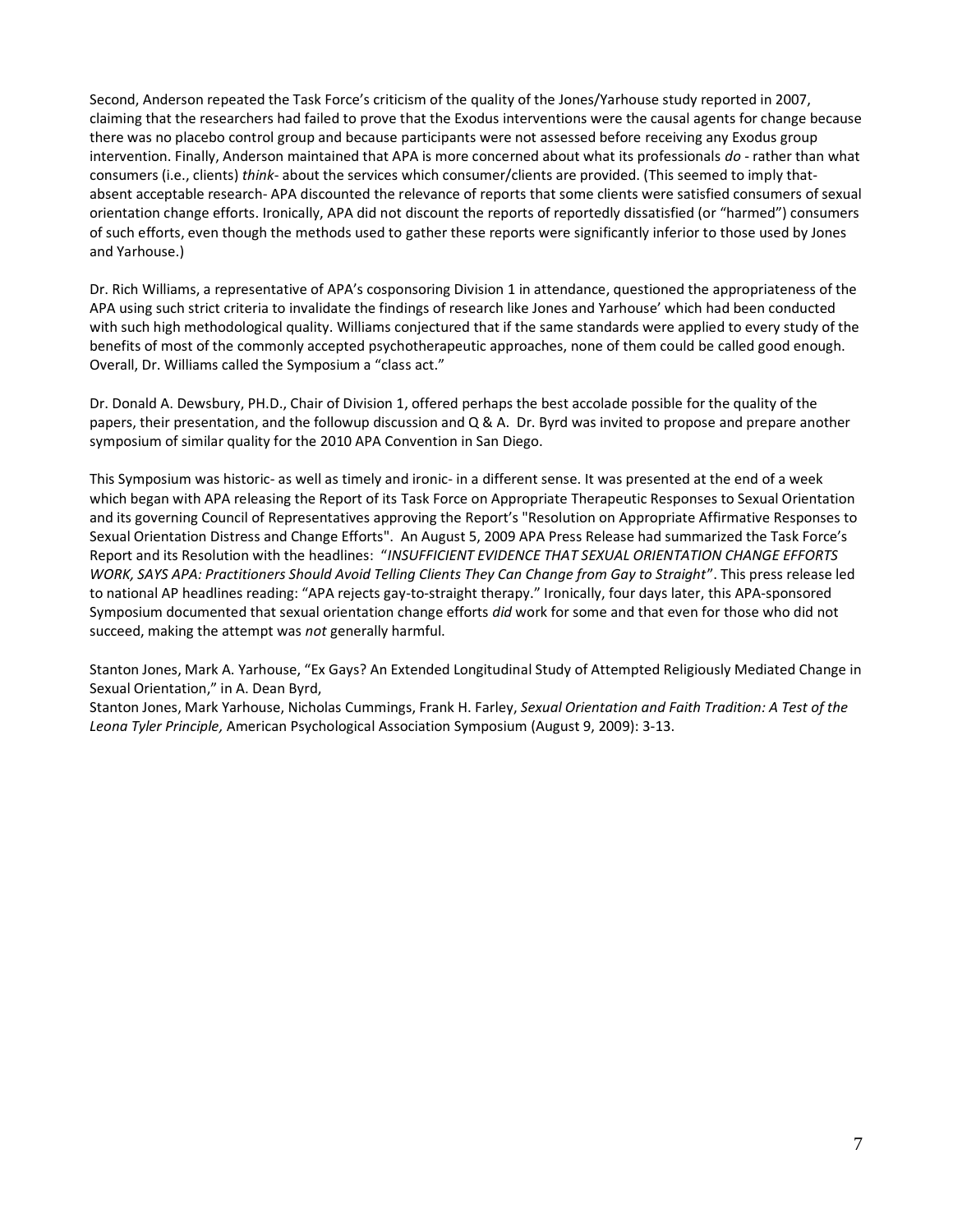Second, Anderson repeated the Task Force's criticism of the quality of the Jones/Yarhouse study reported in 2007, claiming that the researchers had failed to prove that the Exodus interventions were the causal agents for change because there was no placebo control group and because participants were not assessed before receiving any Exodus group intervention. Finally, Anderson maintained that APA is more concerned about what its professionals *do* - rather than what consumers (i.e., clients) *think*- about the services which consumer/clients are provided. (This seemed to imply that- absent acceptable research- APA discounted the relevance of reports that some clients were satisfied consumers of sexual orientation change efforts. Ironically, APA did not discount the reports of reportedly dissatisfied (or "harmed") consumers of such efforts, even though the methods used to gather these reports were significantly inferior to those used by Jones and Yarhouse.)

Dr. Rich Williams, a representative of APA's cosponsoring Division 1 in attendance, questioned the appropriateness of the APA using such strict criteria to invalidate the findings of research like Jones and Yarhouse' which had been conducted with such high methodological quality. Williams conjectured that if the same standards were applied to every study of the benefits of most of the commonly accepted psychotherapeutic approaches, none of them could be called good enough. Overall, Dr. Williams called the Symposium a "class act."

Dr. Donald A. Dewsbury, PH.D., Chair of Division 1, offered perhaps the best accolade possible for the quality of the papers, their presentation, and the followup discussion and Q & A. Dr. Byrd was invited to propose and prepare another symposium of similar quality for the 2010 APA Convention in San Diego.

This Symposium was historic- as well as timely and ironic- in a different sense. It was presented at the end of a week which began with APA releasing the Report of its Task Force on Appropriate Therapeutic Responses to Sexual Orientation and its governing Council of Representatives approving the Report's "Resolution on Appropriate Affirmative Responses to Sexual Orientation Distress and Change Efforts". An August 5, 2009 APA Press Release had summarized the Task Force's Report and its Resolution with the headlines: "*INSUFFICIENT EVIDENCE THAT SEXUAL ORIENTATION CHANGE EFFORTS WORK, SAYS APA: Practitioners Should Avoid Telling Clients They Can Change from Gay to Straight*". This press release led to national AP headlines reading: "APA rejects gay-to-straight therapy." Ironically, four days later, this APA-sponsored Symposium documented that sexual orientation change efforts *did* work for some and that even for those who did not succeed, making the attempt was *not* generally harmful.

Stanton Jones, Mark A. Yarhouse, "Ex Gays? An Extended Longitudinal Study of Attempted Religiously Mediated Change in Sexual Orientation," in A. Dean Byrd,
Stanton Jones, Mark Yarhouse, Nicholas Cummings, Frank H. Farley, *Sexual Orientation and Faith Tradition: A Test of the Leona Tyler Principle,* American Psychological Association Symposium (August 9, 2009): 3-13.